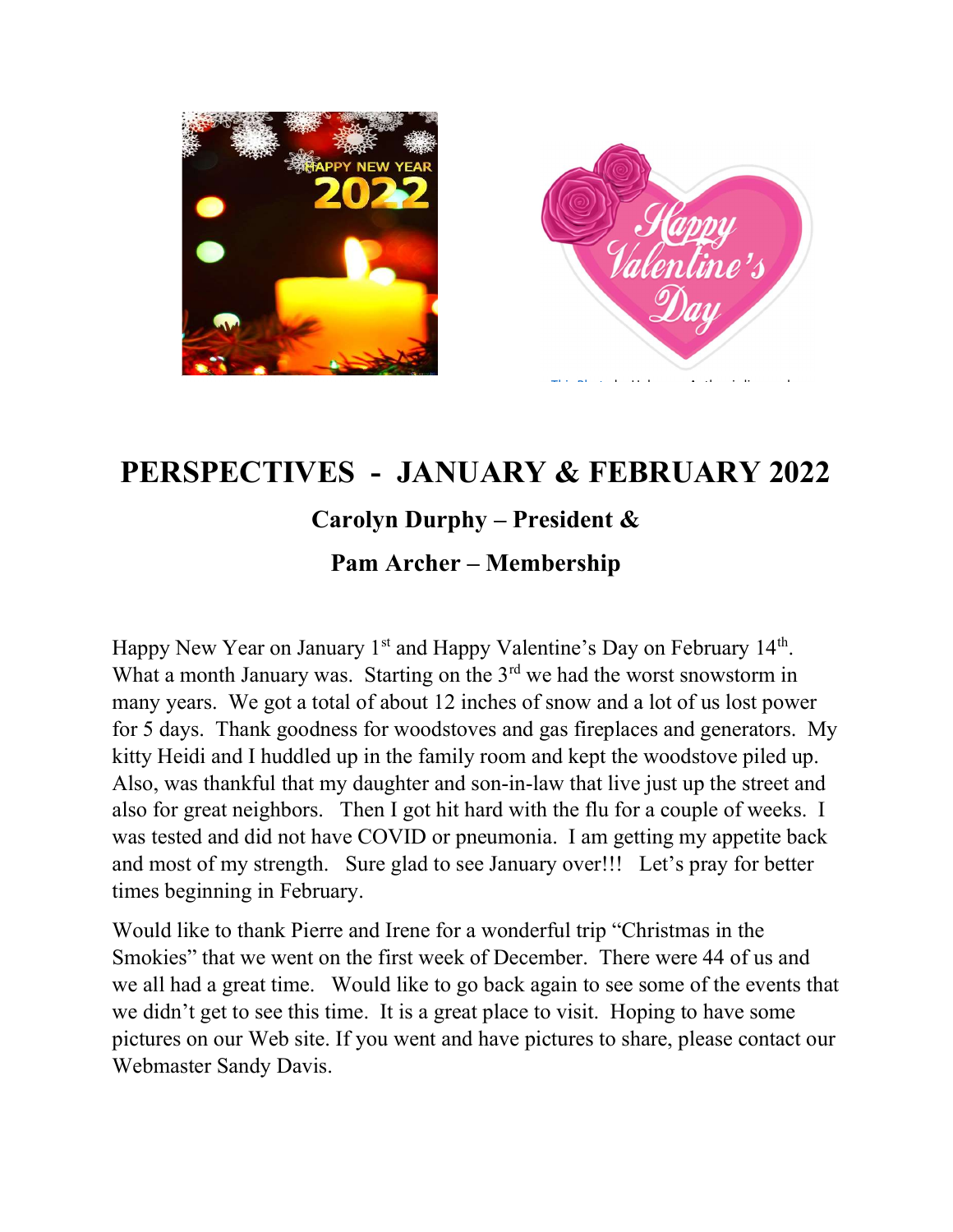# PERSPECTIVES - JANUARY & FEBRUARY 2022

**Carolyn Durphy – President &**

**Pam Archer – Membership**

Happy New Year on January 1st and Happy Valentine's Day on February 14th. What a month January was. Starting on the 3rd we had the worst snowstorm in many years. We got a total of about 12 inches of snow and a lot of us lost power for 5 days. Thank goodness for woodstoves and gas fireplaces and generators. My kitty Heidi and I huddled up in the family room and kept the woodstove piled up. Also, was thankful that my daughter and son-in-law that live just up the street and also for great neighbors. Then I got hit hard with the flu for a couple of weeks. I was tested and did not have COVID or pneumonia. I am getting my appetite back and most of my strength. Sure glad to see January over!!! Let's pray for better times beginning in February.

Would like to thank Pierre and Irene for a wonderful trip "Christmas in the Smokies" that we went on the first week of December. There were 44 of us and we all had a great time. Would like to go back again to see some of the events that we didn't get to see this time. It is a great place to visit. Hoping to have some pictures on our Web site. If you went and have pictures to share, please contact our Webmaster Sandy Davis.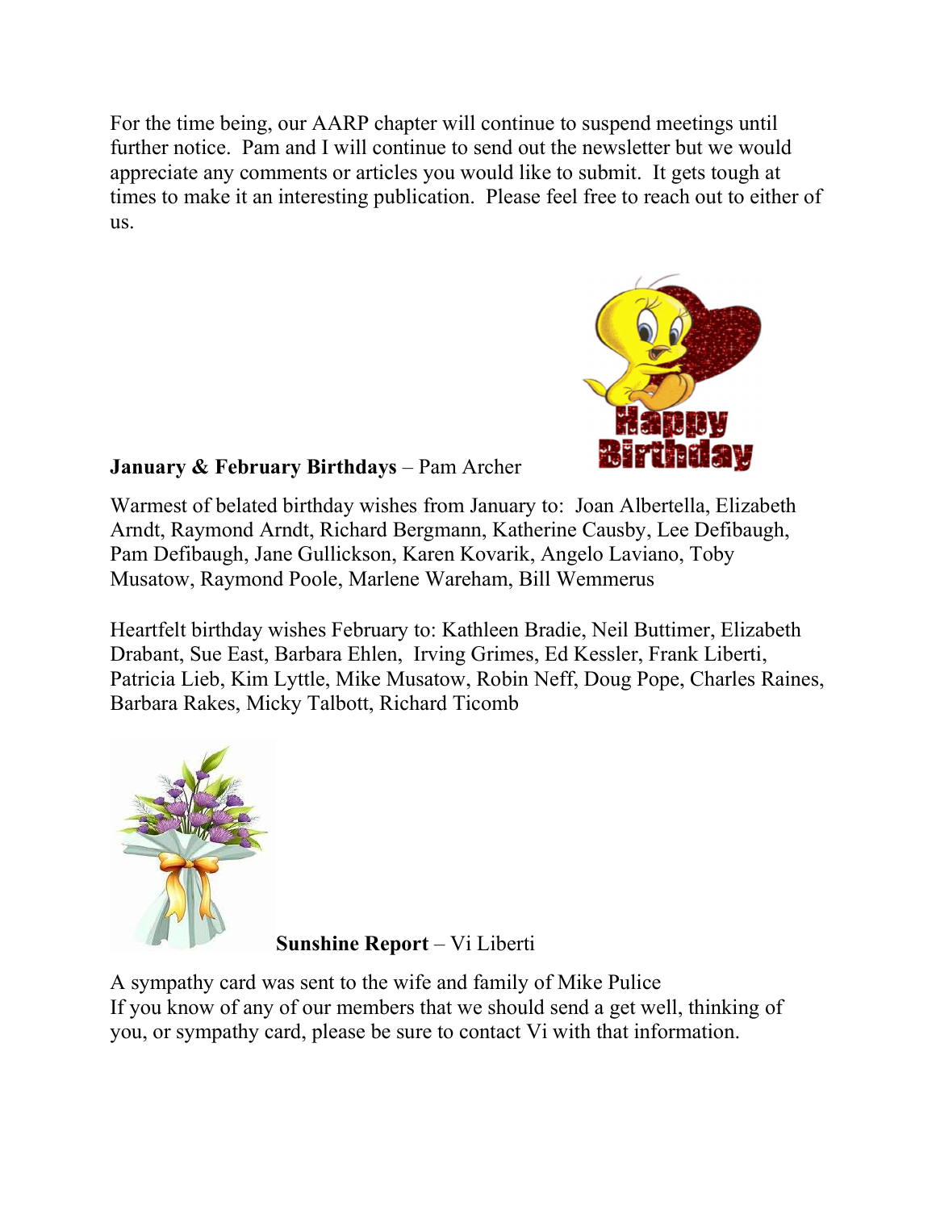For the time being, our AARP chapter will continue to suspend meetings until further notice. Pam and I will continue to send out the newsletter but we would appreciate any comments or articles you would like to submit. It gets tough at times to make it an interesting publication. Please feel free to reach out to either of us.

**January & February Birthdays** – Pam Archer

Warmest of belated birthday wishes from January to: Joan Albertella, Elizabeth Arndt, Raymond Arndt, Richard Bergmann, Katherine Causby, Lee Defibaugh, Pam Defibaugh, Jane Gullickson, Karen Kovarik, Angelo Laviano, Toby Musatow, Raymond Poole, Marlene Wareham, Bill Wemmerus

Heartfelt birthday wishes February to: Kathleen Bradie, Neil Buttimer, Elizabeth Drabant, Sue East, Barbara Ehlen, Irving Grimes, Ed Kessler, Frank Liberti, Patricia Lieb, Kim Lyttle, Mike Musatow, Robin Neff, Doug Pope, Charles Raines, Barbara Rakes, Micky Talbott, Richard Ticomb

**Sunshine Report** – Vi Liberti

A sympathy card was sent to the wife and family of Mike Pulice
If you know of any of our members that we should send a get well, thinking of you, or sympathy card, please be sure to contact Vi with that information.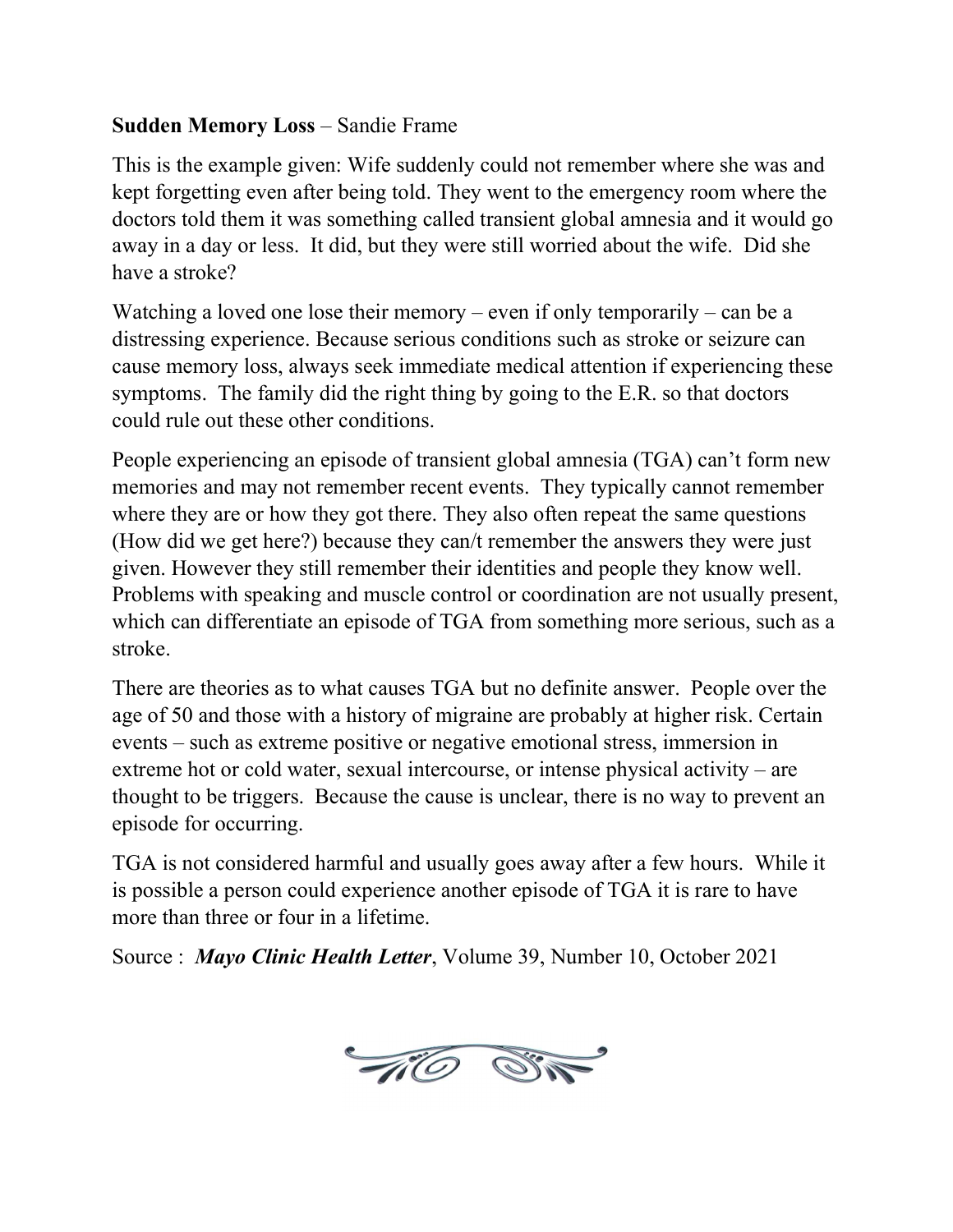**Sudden Memory Loss** – Sandie Frame

This is the example given: Wife suddenly could not remember where she was and kept forgetting even after being told. They went to the emergency room where the doctors told them it was something called transient global amnesia and it would go away in a day or less. It did, but they were still worried about the wife. Did she have a stroke?

Watching a loved one lose their memory – even if only temporarily – can be a distressing experience. Because serious conditions such as stroke or seizure can cause memory loss, always seek immediate medical attention if experiencing these symptoms. The family did the right thing by going to the E.R. so that doctors could rule out these other conditions.

People experiencing an episode of transient global amnesia (TGA) can't form new memories and may not remember recent events. They typically cannot remember where they are or how they got there. They also often repeat the same questions (How did we get here?) because they can/t remember the answers they were just given. However they still remember their identities and people they know well. Problems with speaking and muscle control or coordination are not usually present, which can differentiate an episode of TGA from something more serious, such as a stroke.

There are theories as to what causes TGA but no definite answer. People over the age of 50 and those with a history of migraine are probably at higher risk. Certain events – such as extreme positive or negative emotional stress, immersion in extreme hot or cold water, sexual intercourse, or intense physical activity – are thought to be triggers. Because the cause is unclear, there is no way to prevent an episode for occurring.

TGA is not considered harmful and usually goes away after a few hours. While it is possible a person could experience another episode of TGA it is rare to have more than three or four in a lifetime.

Source : ***Mayo Clinic Health Letter***, Volume 39, Number 10, October 2021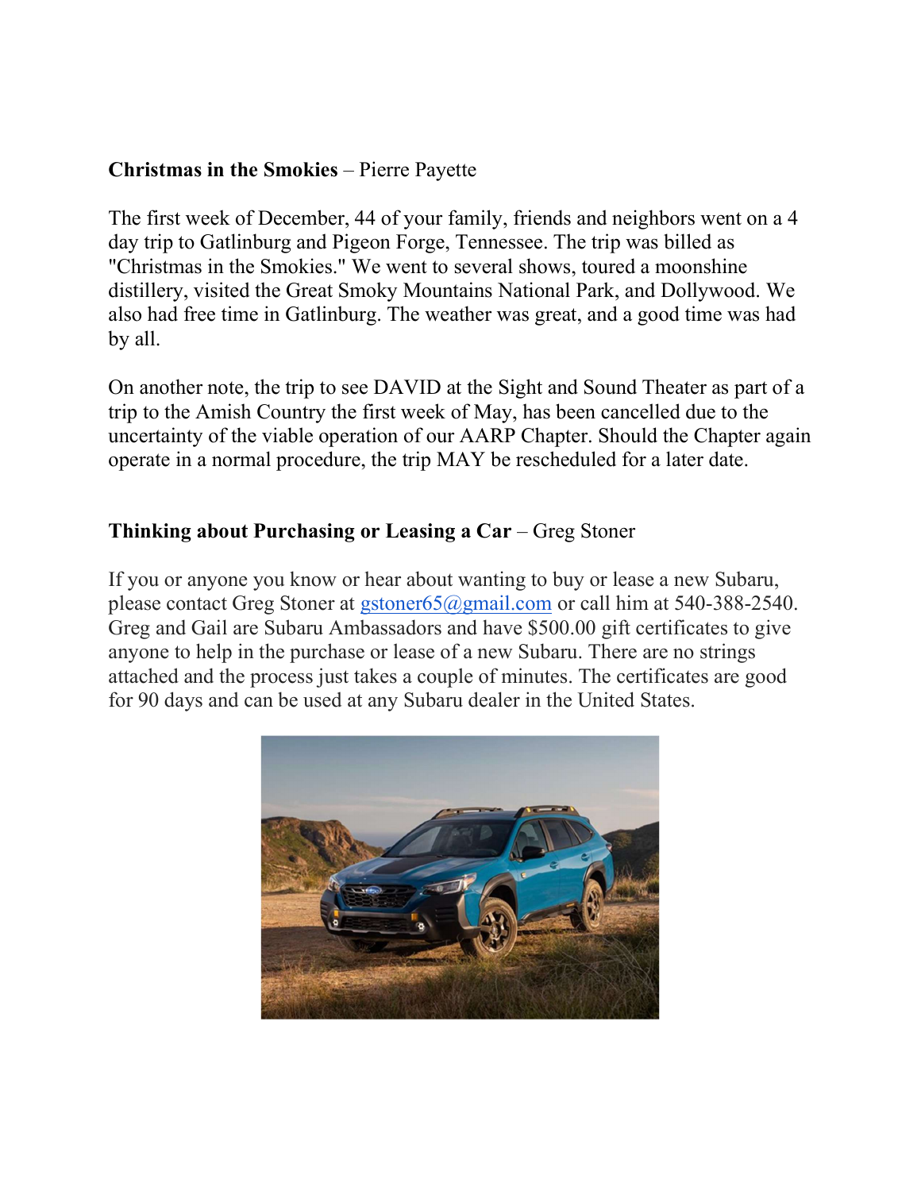**Christmas in the Smokies** – Pierre Payette

The first week of December, 44 of your family, friends and neighbors went on a 4 day trip to Gatlinburg and Pigeon Forge, Tennessee. The trip was billed as "Christmas in the Smokies." We went to several shows, toured a moonshine distillery, visited the Great Smoky Mountains National Park, and Dollywood. We also had free time in Gatlinburg. The weather was great, and a good time was had by all.

On another note, the trip to see DAVID at the Sight and Sound Theater as part of a trip to the Amish Country the first week of May, has been cancelled due to the uncertainty of the viable operation of our AARP Chapter. Should the Chapter again operate in a normal procedure, the trip MAY be rescheduled for a later date.

**Thinking about Purchasing or Leasing a Car** – Greg Stoner

If you or anyone you know or hear about wanting to buy or lease a new Subaru, please contact Greg Stoner at gstoner65@gmail.com or call him at 540-388-2540. Greg and Gail are Subaru Ambassadors and have $500.00 gift certificates to give anyone to help in the purchase or lease of a new Subaru. There are no strings attached and the process just takes a couple of minutes. The certificates are good for 90 days and can be used at any Subaru dealer in the United States.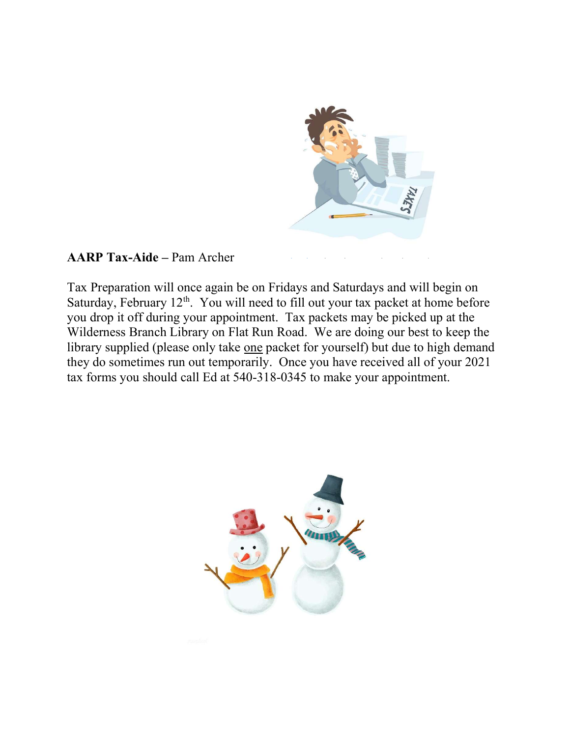**AARP Tax-Aide –** Pam Archer

Tax Preparation will once again be on Fridays and Saturdays and will begin on Saturday, February 12th. You will need to fill out your tax packet at home before you drop it off during your appointment. Tax packets may be picked up at the Wilderness Branch Library on Flat Run Road. We are doing our best to keep the library supplied (please only take one packet for yourself) but due to high demand they do sometimes run out temporarily. Once you have received all of your 2021 tax forms you should call Ed at 540-318-0345 to make your appointment.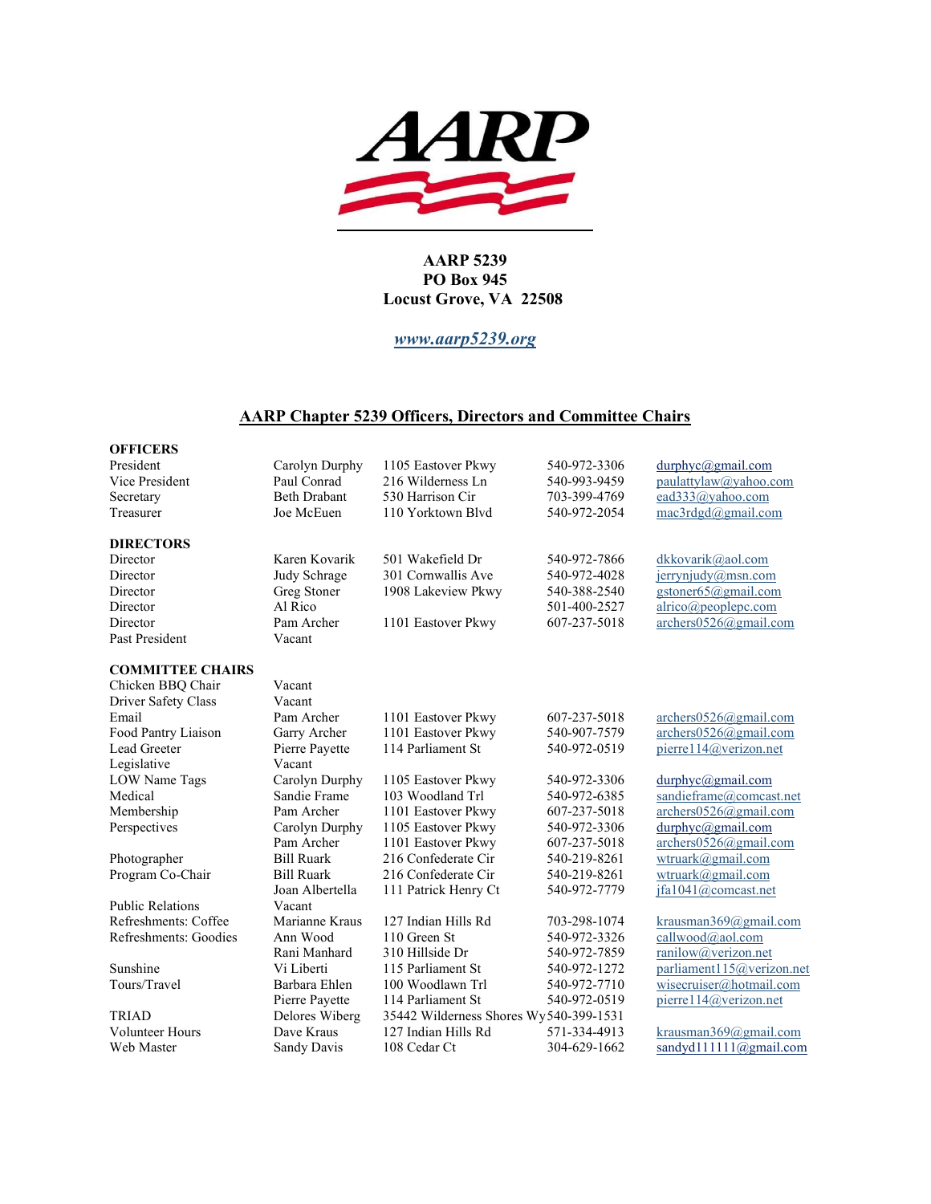**AARP 5239**
**PO Box 945**
**Locust Grove, VA 22508**

***www.aarp5239.org***

## AARP Chapter 5239 Officers, Directors and Committee Chairs

| | | | | |
|---|---|---|---|---|
| **OFFICERS** | | | | |
| President | Carolyn Durphy | 1105 Eastover Pkwy | 540-972-3306 | durphyc@gmail.com |
| Vice President | Paul Conrad | 216 Wilderness Ln | 540-993-9459 | paulattylaw@yahoo.com |
| Secretary | Beth Drabant | 530 Harrison Cir | 703-399-4769 | ead333@yahoo.com |
| Treasurer | Joe McEuen | 110 Yorktown Blvd | 540-972-2054 | mac3rdgd@gmail.com |
| **DIRECTORS** | | | | |
| Director | Karen Kovarik | 501 Wakefield Dr | 540-972-7866 | dkkovarik@aol.com |
| Director | Judy Schrage | 301 Cornwallis Ave | 540-972-4028 | jerrynjudy@msn.com |
| Director | Greg Stoner | 1908 Lakeview Pkwy | 540-388-2540 | gstoner65@gmail.com |
| Director | Al Rico | | 501-400-2527 | alrico@peoplepc.com |
| Director | Pam Archer | 1101 Eastover Pkwy | 607-237-5018 | archers0526@gmail.com |
| Past President | Vacant | | | |
| **COMMITTEE CHAIRS** | | | | |
| Chicken BBQ Chair | Vacant | | | |
| Driver Safety Class | Vacant | | | |
| Email | Pam Archer | 1101 Eastover Pkwy | 607-237-5018 | archers0526@gmail.com |
| Food Pantry Liaison | Garry Archer | 1101 Eastover Pkwy | 540-907-7579 | archers0526@gmail.com |
| Lead Greeter | Pierre Payette | 114 Parliament St | 540-972-0519 | pierre114@verizon.net |
| Legislative | Vacant | | | |
| LOW Name Tags | Carolyn Durphy | 1105 Eastover Pkwy | 540-972-3306 | durphyc@gmail.com |
| Medical | Sandie Frame | 103 Woodland Trl | 540-972-6385 | sandieframe@comcast.net |
| Membership | Pam Archer | 1101 Eastover Pkwy | 607-237-5018 | archers0526@gmail.com |
| Perspectives | Carolyn Durphy | 1105 Eastover Pkwy | 540-972-3306 | durphyc@gmail.com |
| | Pam Archer | 1101 Eastover Pkwy | 607-237-5018 | archers0526@gmail.com |
| Photographer | Bill Ruark | 216 Confederate Cir | 540-219-8261 | wtruark@gmail.com |
| Program Co-Chair | Bill Ruark | 216 Confederate Cir | 540-219-8261 | wtruark@gmail.com |
| | Joan Albertella | 111 Patrick Henry Ct | 540-972-7779 | jfa1041@comcast.net |
| Public Relations | Vacant | | | |
| Refreshments: Coffee | Marianne Kraus | 127 Indian Hills Rd | 703-298-1074 | krausman369@gmail.com |
| Refreshments: Goodies | Ann Wood | 110 Green St | 540-972-3326 | callwood@aol.com |
| | Rani Manhard | 310 Hillside Dr | 540-972-7859 | ranilow@verizon.net |
| Sunshine | Vi Liberti | 115 Parliament St | 540-972-1272 | parliament115@verizon.net |
| Tours/Travel | Barbara Ehlen | 100 Woodlawn Trl | 540-972-7710 | wisecruiser@hotmail.com |
| | Pierre Payette | 114 Parliament St | 540-972-0519 | pierre114@verizon.net |
| TRIAD | Delores Wiberg | 35442 Wilderness Shores Wy | 540-399-1531 | |
| Volunteer Hours | Dave Kraus | 127 Indian Hills Rd | 571-334-4913 | krausman369@gmail.com |
| Web Master | Sandy Davis | 108 Cedar Ct | 304-629-1662 | sandyd111111@gmail.com |